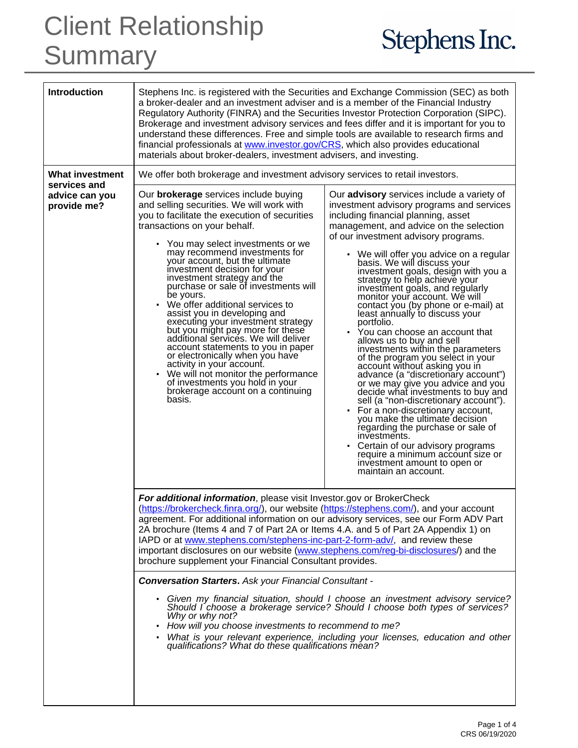# Client Relationship Summary

**Stephens Inc.**

## Introduction

Stephens Inc. is registered with the Securities and Exchange Commission (SEC) as both a broker-dealer and an investment adviser and is a member of the Financial Industry Regulatory Authority (FINRA) and the Securities Investor Protection Corporation (SIPC). Brokerage and investment advisory services and fees differ and it is important for you to understand these differences. Free and simple tools are available to research firms and financial professionals at www.investor.gov/CRS, which also provides educational materials about broker-dealers, investment advisers, and investing.

## What investment services and advice can you provide me?

We offer both brokerage and investment advisory services to retail investors.

Our **brokerage** services include buying and selling securities. We will work with you to facilitate the execution of securities transactions on your behalf.

- You may select investments or we may recommend investments for your account, but the ultimate investment decision for your investment strategy and the purchase or sale of investments will be yours.
- We offer additional services to assist you in developing and executing your investment strategy but you might pay more for these additional services. We will deliver account statements to you in paper or electronically when you have activity in your account.
- We will not monitor the performance of investments you hold in your brokerage account on a continuing basis.

Our **advisory** services include a variety of investment advisory programs and services including financial planning, asset management, and advice on the selection of our investment advisory programs.

- We will offer you advice on a regular basis. We will discuss your investment goals, design with you a strategy to help achieve your investment goals, and regularly monitor your account. We will contact you (by phone or e-mail) at least annually to discuss your portfolio.
- You can choose an account that allows us to buy and sell investments within the parameters of the program you select in your account without asking you in advance (a "discretionary account") or we may give you advice and you decide what investments to buy and sell (a "non-discretionary account").
- For a non-discretionary account, you make the ultimate decision regarding the purchase or sale of investments.
- Certain of our advisory programs require a minimum account size or investment amount to open or maintain an account.

***For additional information***, please visit Investor.gov or BrokerCheck (https://brokercheck.finra.org/), our website (https://stephens.com/), and your account agreement. For additional information on our advisory services, see our Form ADV Part 2A brochure (Items 4 and 7 of Part 2A or Items 4.A. and 5 of Part 2A Appendix 1) on IAPD or at www.stephens.com/stephens-inc-part-2-form-adv/, and review these important disclosures on our website (www.stephens.com/reg-bi-disclosures/) and the brochure supplement your Financial Consultant provides.

***Conversation Starters.*** *Ask your Financial Consultant -*

- *Given my financial situation, should I choose an investment advisory service? Should I choose a brokerage service? Should I choose both types of services? Why or why not?*
- *How will you choose investments to recommend to me?*
- *What is your relevant experience, including your licenses, education and other qualifications? What do these qualifications mean?*

CRS 06/19/2020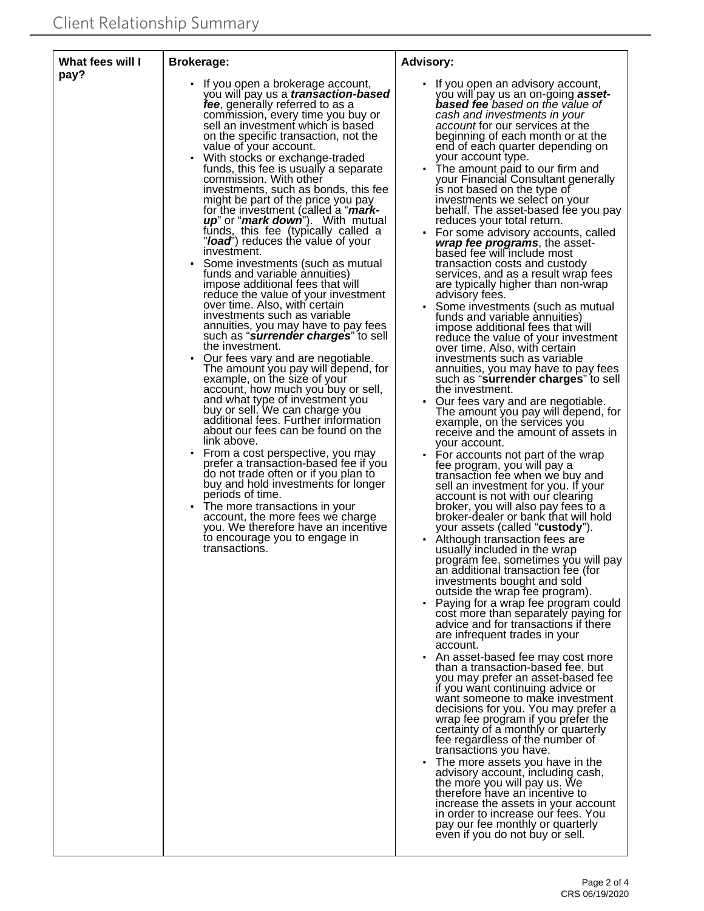| What fees will I pay? | Brokerage: | Advisory: |
|---|---|---|
| | • If you open a brokerage account, you will pay us a ***transaction-based fee***, generally referred to as a commission, every time you buy or sell an investment which is based on the specific transaction, not the value of your account.<br>• With stocks or exchange-traded funds, this fee is usually a separate commission. With other investments, such as bonds, this fee might be part of the price you pay for the investment (called a "***mark-up***" or "***mark down***"). With mutual funds, this fee (typically called a "***load***") reduces the value of your investment.<br>• Some investments (such as mutual funds and variable annuities) impose additional fees that will reduce the value of your investment over time. Also, with certain investments such as variable annuities, you may have to pay fees such as "***surrender charges***" to sell the investment.<br>• Our fees vary and are negotiable. The amount you pay will depend, for example, on the size of your account, how much you buy or sell, and what type of investment you buy or sell. We can charge you additional fees. Further information about our fees can be found on the link above.<br>• From a cost perspective, you may prefer a transaction-based fee if you do not trade often or if you plan to buy and hold investments for longer periods of time.<br>• The more transactions in your account, the more fees we charge you. We therefore have an incentive to encourage you to engage in transactions. | • If you open an advisory account, you will pay us an on-going ***asset-based fee*** *based on the value of cash and investments in your account* for our services at the beginning of each month or at the end of each quarter depending on your account type.<br>• The amount paid to our firm and your Financial Consultant generally is not based on the type of investments we select on your behalf. The asset-based fee you pay reduces your total return.<br>• For some advisory accounts, called ***wrap fee programs***, the asset-based fee will include most transaction costs and custody services, and as a result wrap fees are typically higher than non-wrap advisory fees.<br>• Some investments (such as mutual funds and variable annuities) impose additional fees that will reduce the value of your investment over time. Also, with certain investments such as variable annuities, you may have to pay fees such as "**surrender charges**" to sell the investment.<br>• Our fees vary and are negotiable. The amount you pay will depend, for example, on the services you receive and the amount of assets in your account.<br>• For accounts not part of the wrap fee program, you will pay a transaction fee when we buy and sell an investment for you. If your account is not with our clearing broker, you will also pay fees to a broker-dealer or bank that will hold your assets (called "**custody**").<br>• Although transaction fees are usually included in the wrap program fee, sometimes you will pay an additional transaction fee (for investments bought and sold outside the wrap fee program).<br>• Paying for a wrap fee program could cost more than separately paying for advice and for transactions if there are infrequent trades in your account.<br>• An asset-based fee may cost more than a transaction-based fee, but you may prefer an asset-based fee if you want continuing advice or want someone to make investment decisions for you. You may prefer a wrap fee program if you prefer the certainty of a monthly or quarterly fee regardless of the number of transactions you have.<br>• The more assets you have in the advisory account, including cash, the more you will pay us. We therefore have an incentive to increase the assets in your account in order to increase our fees. You pay our fee monthly or quarterly even if you do not buy or sell. |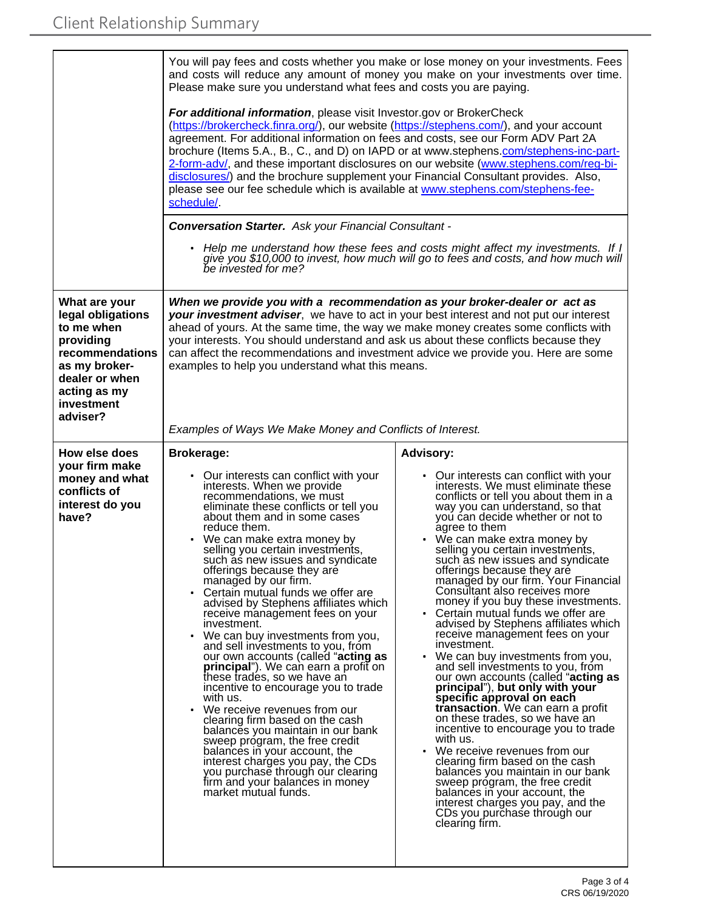| | |
|---|---|
| | You will pay fees and costs whether you make or lose money on your investments. Fees and costs will reduce any amount of money you make on your investments over time. Please make sure you understand what fees and costs you are paying.<br><br>***For additional information***, please visit Investor.gov or BrokerCheck (https://brokercheck.finra.org/), our website (https://stephens.com/), and your account agreement. For additional information on fees and costs, see our Form ADV Part 2A brochure (Items 5.A., B., C., and D) on IAPD or at www.stephens.com/stephens-inc-part-2-form-adv/, and these important disclosures on our website (www.stephens.com/reg-bi-disclosures/) and the brochure supplement your Financial Consultant provides. Also, please see our fee schedule which is available at www.stephens.com/stephens-fee-schedule/. |
| | ***Conversation Starter.*** *Ask your Financial Consultant -*<br><br>• *Help me understand how these fees and costs might affect my investments. If I give you $10,000 to invest, how much will go to fees and costs, and how much will be invested for me?* |
| **What are your legal obligations to me when providing recommendations as my broker-dealer or when acting as my investment adviser?** | ***When we provide you with a recommendation as your broker-dealer or act as your investment adviser***, we have to act in your best interest and not put our interest ahead of yours. At the same time, the way we make money creates some conflicts with your interests. You should understand and ask us about these conflicts because they can affect the recommendations and investment advice we provide you. Here are some examples to help you understand what this means.<br><br>*Examples of Ways We Make Money and Conflicts of Interest.* |

| | Brokerage: | Advisory: |
|---|---|---|
| **How else does your firm make money and what conflicts of interest do you have?** | • Our interests can conflict with your interests. When we provide recommendations, we must eliminate these conflicts or tell you about them and in some cases reduce them.<br>• We can make extra money by selling you certain investments, such as new issues and syndicate offerings because they are managed by our firm.<br>• Certain mutual funds we offer are advised by Stephens affiliates which receive management fees on your investment.<br>• We can buy investments from you, and sell investments to you, from our own accounts (called "**acting as principal**"). We can earn a profit on these trades, so we have an incentive to encourage you to trade with us.<br>• We receive revenues from our clearing firm based on the cash balances you maintain in our bank sweep program, the free credit balances in your account, the interest charges you pay, the CDs you purchase through our clearing firm and your balances in money market mutual funds. | • Our interests can conflict with your interests. We must eliminate these conflicts or tell you about them in a way you can understand, so that you can decide whether or not to agree to them<br>• We can make extra money by selling you certain investments, such as new issues and syndicate offerings because they are managed by our firm. Your Financial Consultant also receives more money if you buy these investments.<br>• Certain mutual funds we offer are advised by Stephens affiliates which receive management fees on your investment.<br>• We can buy investments from you, and sell investments to you, from our own accounts (called "**acting as principal**"), **but only with your specific approval on each transaction**. We can earn a profit on these trades, so we have an incentive to encourage you to trade with us.<br>• We receive revenues from our clearing firm based on the cash balances you maintain in our bank sweep program, the free credit balances in your account, the interest charges you pay, and the CDs you purchase through our clearing firm. |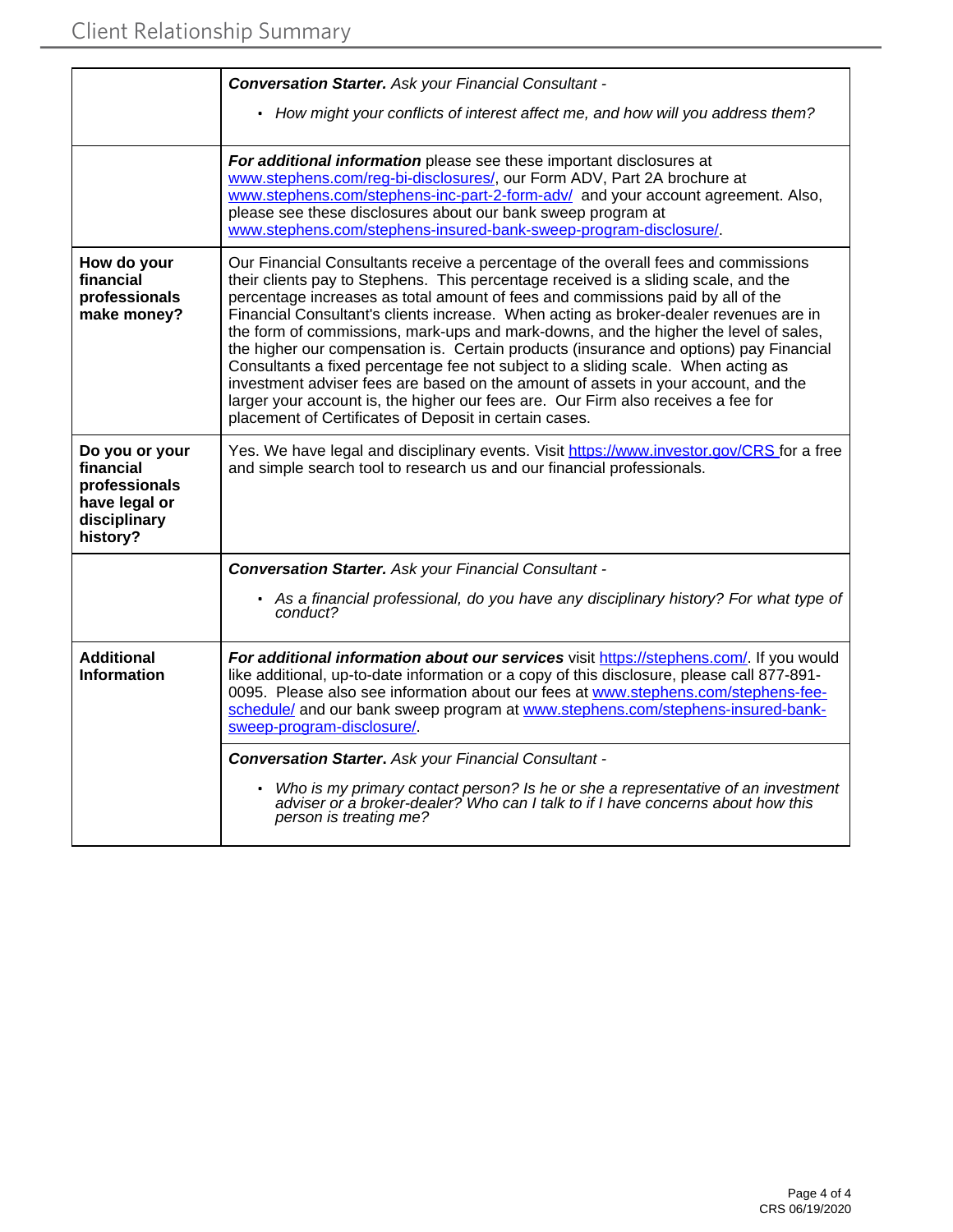| | |
|---|---|
| | ***Conversation Starter.*** *Ask your Financial Consultant -* <br> • *How might your conflicts of interest affect me, and how will you address them?* |
| | ***For additional information*** please see these important disclosures at www.stephens.com/reg-bi-disclosures/, our Form ADV, Part 2A brochure at www.stephens.com/stephens-inc-part-2-form-adv/ and your account agreement. Also, please see these disclosures about our bank sweep program at www.stephens.com/stephens-insured-bank-sweep-program-disclosure/. |
| **How do your financial professionals make money?** | Our Financial Consultants receive a percentage of the overall fees and commissions their clients pay to Stephens. This percentage received is a sliding scale, and the percentage increases as total amount of fees and commissions paid by all of the Financial Consultant's clients increase. When acting as broker-dealer revenues are in the form of commissions, mark-ups and mark-downs, and the higher the level of sales, the higher our compensation is. Certain products (insurance and options) pay Financial Consultants a fixed percentage fee not subject to a sliding scale. When acting as investment adviser fees are based on the amount of assets in your account, and the larger your account is, the higher our fees are. Our Firm also receives a fee for placement of Certificates of Deposit in certain cases. |
| **Do you or your financial professionals have legal or disciplinary history?** | Yes. We have legal and disciplinary events. Visit https://www.investor.gov/CRS for a free and simple search tool to research us and our financial professionals. |
| | ***Conversation Starter.*** *Ask your Financial Consultant -* <br> • *As a financial professional, do you have any disciplinary history? For what type of conduct?* |
| **Additional Information** | ***For additional information about our services*** visit https://stephens.com/. If you would like additional, up-to-date information or a copy of this disclosure, please call 877-891-0095. Please also see information about our fees at www.stephens.com/stephens-fee-schedule/ and our bank sweep program at www.stephens.com/stephens-insured-bank-sweep-program-disclosure/. |
| | ***Conversation Starter.*** *Ask your Financial Consultant -* <br> • *Who is my primary contact person? Is he or she a representative of an investment adviser or a broker-dealer? Who can I talk to if I have concerns about how this person is treating me?* |

CRS 06/19/2020